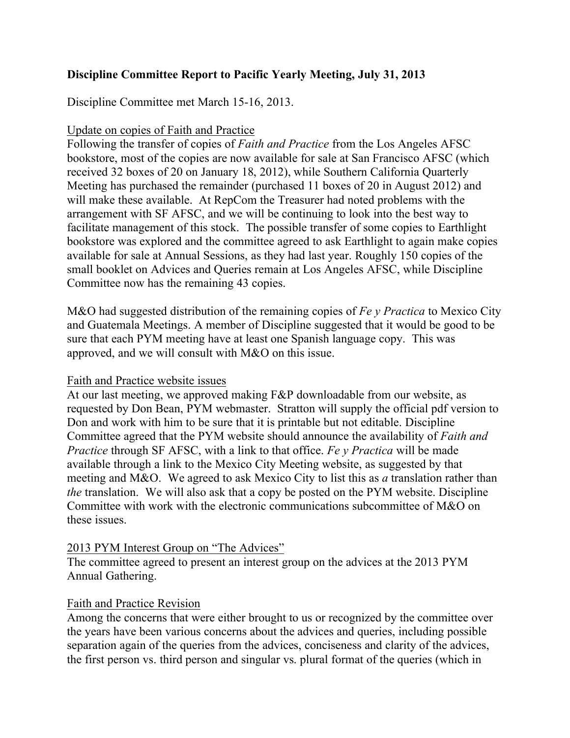**Discipline Committee Report to Pacific Yearly Meeting, July 31, 2013**

Discipline Committee met March 15-16, 2013.

Update on copies of Faith and Practice

Following the transfer of copies of *Faith and Practice* from the Los Angeles AFSC bookstore, most of the copies are now available for sale at San Francisco AFSC (which received 32 boxes of 20 on January 18, 2012), while Southern California Quarterly Meeting has purchased the remainder (purchased 11 boxes of 20 in August 2012) and will make these available. At RepCom the Treasurer had noted problems with the arrangement with SF AFSC, and we will be continuing to look into the best way to facilitate management of this stock. The possible transfer of some copies to Earthlight bookstore was explored and the committee agreed to ask Earthlight to again make copies available for sale at Annual Sessions, as they had last year. Roughly 150 copies of the small booklet on Advices and Queries remain at Los Angeles AFSC, while Discipline Committee now has the remaining 43 copies.

M&O had suggested distribution of the remaining copies of *Fe y Practica* to Mexico City and Guatemala Meetings. A member of Discipline suggested that it would be good to be sure that each PYM meeting have at least one Spanish language copy. This was approved, and we will consult with M&O on this issue.

Faith and Practice website issues

At our last meeting, we approved making F&P downloadable from our website, as requested by Don Bean, PYM webmaster. Stratton will supply the official pdf version to Don and work with him to be sure that it is printable but not editable. Discipline Committee agreed that the PYM website should announce the availability of *Faith and Practice* through SF AFSC, with a link to that office. *Fe y Practica* will be made available through a link to the Mexico City Meeting website, as suggested by that meeting and M&O. We agreed to ask Mexico City to list this as *a* translation rather than *the* translation. We will also ask that a copy be posted on the PYM website. Discipline Committee with work with the electronic communications subcommittee of M&O on these issues.

2013 PYM Interest Group on "The Advices"

The committee agreed to present an interest group on the advices at the 2013 PYM Annual Gathering.

Faith and Practice Revision

Among the concerns that were either brought to us or recognized by the committee over the years have been various concerns about the advices and queries, including possible separation again of the queries from the advices, conciseness and clarity of the advices, the first person vs. third person and singular vs. plural format of the queries (which in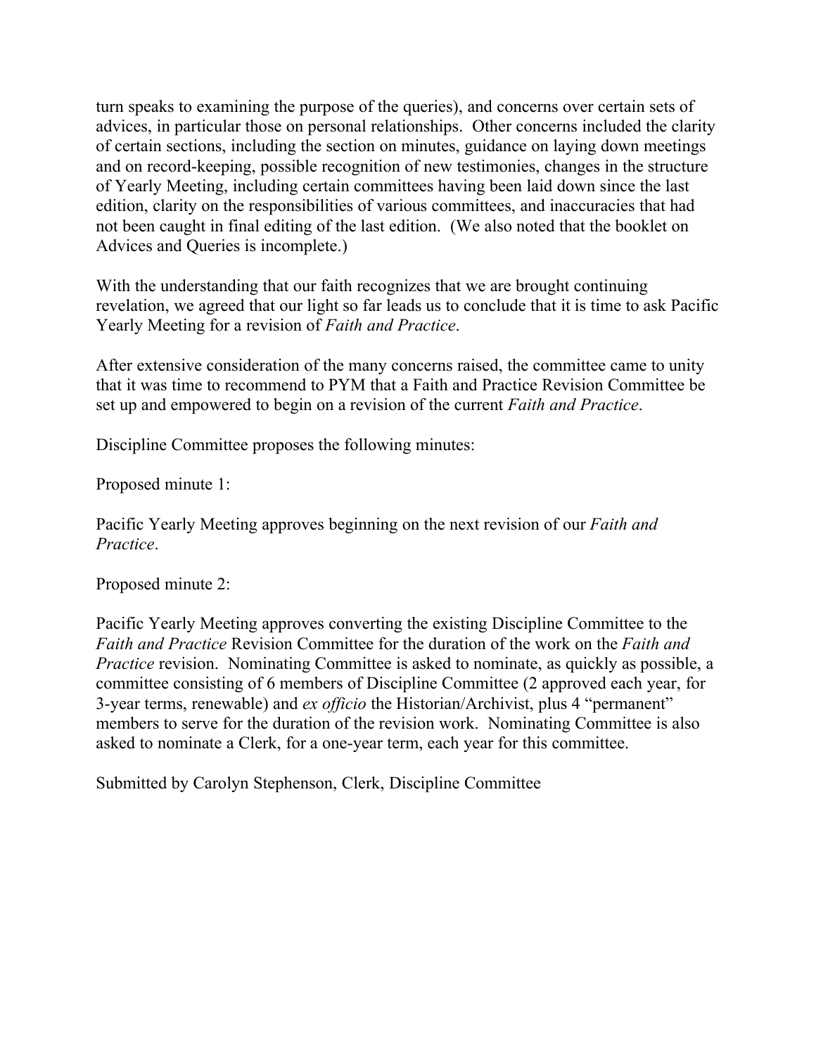turn speaks to examining the purpose of the queries), and concerns over certain sets of advices, in particular those on personal relationships. Other concerns included the clarity of certain sections, including the section on minutes, guidance on laying down meetings and on record-keeping, possible recognition of new testimonies, changes in the structure of Yearly Meeting, including certain committees having been laid down since the last edition, clarity on the responsibilities of various committees, and inaccuracies that had not been caught in final editing of the last edition. (We also noted that the booklet on Advices and Queries is incomplete.)

With the understanding that our faith recognizes that we are brought continuing revelation, we agreed that our light so far leads us to conclude that it is time to ask Pacific Yearly Meeting for a revision of *Faith and Practice*.

After extensive consideration of the many concerns raised, the committee came to unity that it was time to recommend to PYM that a Faith and Practice Revision Committee be set up and empowered to begin on a revision of the current *Faith and Practice*.

Discipline Committee proposes the following minutes:

Proposed minute 1:

Pacific Yearly Meeting approves beginning on the next revision of our *Faith and Practice*.

Proposed minute 2:

Pacific Yearly Meeting approves converting the existing Discipline Committee to the *Faith and Practice* Revision Committee for the duration of the work on the *Faith and Practice* revision. Nominating Committee is asked to nominate, as quickly as possible, a committee consisting of 6 members of Discipline Committee (2 approved each year, for 3-year terms, renewable) and *ex officio* the Historian/Archivist, plus 4 "permanent" members to serve for the duration of the revision work. Nominating Committee is also asked to nominate a Clerk, for a one-year term, each year for this committee.

Submitted by Carolyn Stephenson, Clerk, Discipline Committee